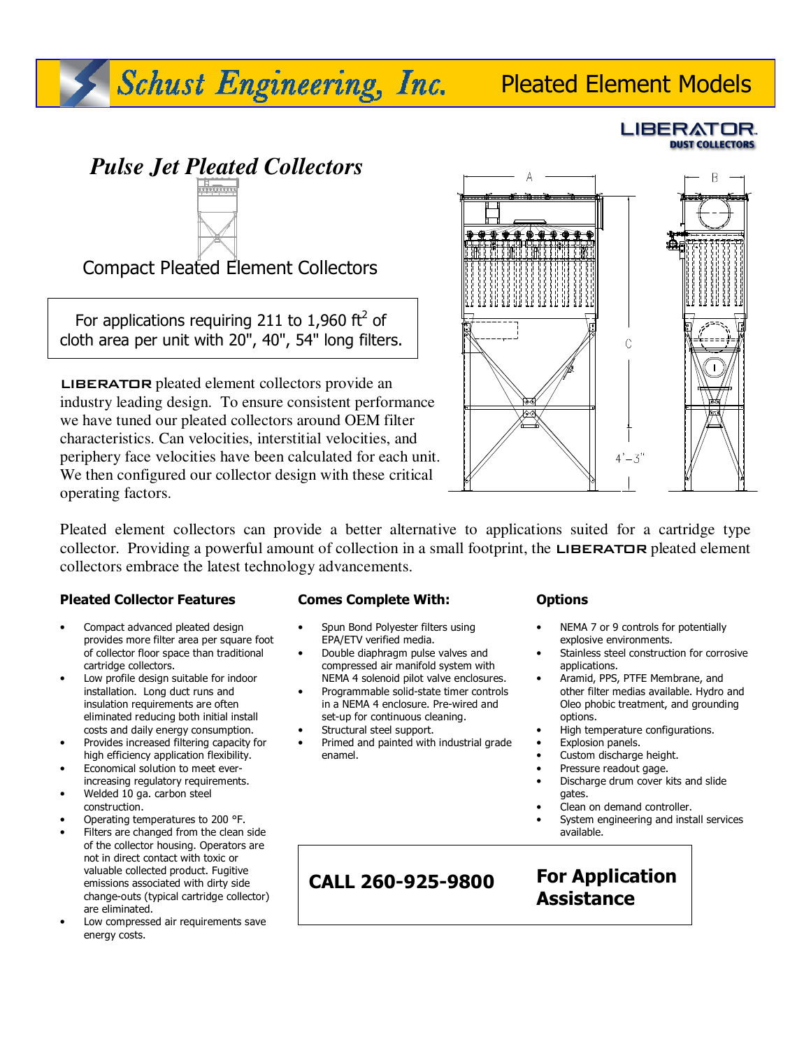# Schust Engineering, Inc. — Pleated Element Models

LIBERATOR DUST COLLECTORS

## *Pulse Jet Pleated Collectors*

### Compact Pleated Element Collectors

For applications requiring 211 to 1,960 ft$^2$ of cloth area per unit with 20", 40", 54" long filters.

LIBERATOR pleated element collectors provide an industry leading design. To ensure consistent performance we have tuned our pleated collectors around OEM filter characteristics. Can velocities, interstitial velocities, and periphery face velocities have been calculated for each unit. We then configured our collector design with these critical operating factors.

A B C 4'–3"

Pleated element collectors can provide a better alternative to applications suited for a cartridge type collector. Providing a powerful amount of collection in a small footprint, the LIBERATOR pleated element collectors embrace the latest technology advancements.

### Pleated Collector Features

- Compact advanced pleated design provides more filter area per square foot of collector floor space than traditional cartridge collectors.
- Low profile design suitable for indoor installation. Long duct runs and insulation requirements are often eliminated reducing both initial install costs and daily energy consumption.
- Provides increased filtering capacity for high efficiency application flexibility.
- Economical solution to meet ever-increasing regulatory requirements.
- Welded 10 ga. carbon steel construction.
- Operating temperatures to 200 °F.
- Filters are changed from the clean side of the collector housing. Operators are not in direct contact with toxic or valuable collected product. Fugitive emissions associated with dirty side change-outs (typical cartridge collector) are eliminated.
- Low compressed air requirements save energy costs.

### Comes Complete With:

- Spun Bond Polyester filters using EPA/ETV verified media.
- Double diaphragm pulse valves and compressed air manifold system with NEMA 4 solenoid pilot valve enclosures.
- Programmable solid-state timer controls in a NEMA 4 enclosure. Pre-wired and set-up for continuous cleaning.
- Structural steel support.
- Primed and painted with industrial grade enamel.

### Options

- NEMA 7 or 9 controls for potentially explosive environments.
- Stainless steel construction for corrosive applications.
- Aramid, PPS, PTFE Membrane, and other filter medias available. Hydro and Oleo phobic treatment, and grounding options.
- High temperature configurations.
- Explosion panels.
- Custom discharge height.
- Pressure readout gage.
- Discharge drum cover kits and slide gates.
- Clean on demand controller.
- System engineering and install services available.

**CALL 260-925-9800** **For Application Assistance**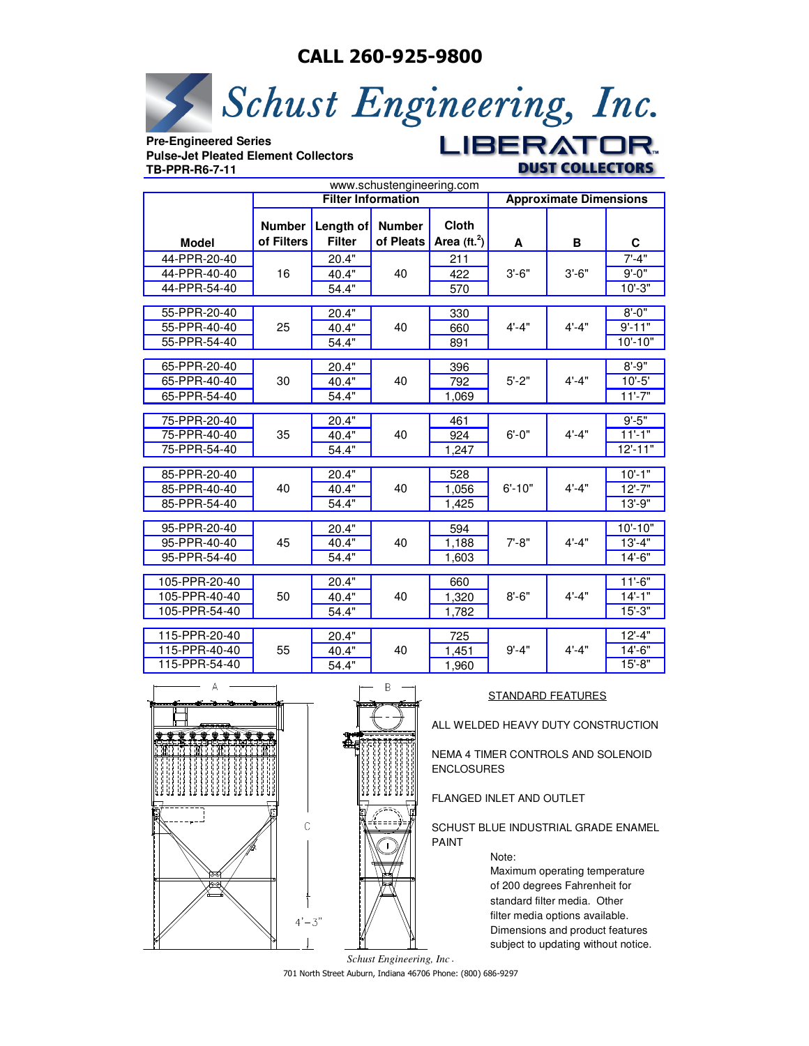CALL 260-925-9800

# Schust Engineering, Inc.

**Pre-Engineered Series**
**Pulse-Jet Pleated Element Collectors**
**TB-PPR-R6-7-11**

LIBERATOR™ DUST COLLECTORS

www.schustengineering.com

| Model | Filter Information | | | | Approximate Dimensions | | |
|---|---|---|---|---|---|---|---|
| | Number of Filters | Length of Filter | Number of Pleats | Cloth Area (ft.$^2$) | A | B | C |
| 44-PPR-20-40 | 16 | 20.4" | 40 | 211 | 3'-6" | 3'-6" | 7'-4" |
| 44-PPR-40-40 | | 40.4" | | 422 | | | 9'-0" |
| 44-PPR-54-40 | | 54.4" | | 570 | | | 10'-3" |
| 55-PPR-20-40 | 25 | 20.4" | 40 | 330 | 4'-4" | 4'-4" | 8'-0" |
| 55-PPR-40-40 | | 40.4" | | 660 | | | 9'-11" |
| 55-PPR-54-40 | | 54.4" | | 891 | | | 10'-10" |
| 65-PPR-20-40 | 30 | 20.4" | 40 | 396 | 5'-2" | 4'-4" | 8'-9" |
| 65-PPR-40-40 | | 40.4" | | 792 | | | 10'-5' |
| 65-PPR-54-40 | | 54.4" | | 1,069 | | | 11'-7" |
| 75-PPR-20-40 | 35 | 20.4" | 40 | 461 | 6'-0" | 4'-4" | 9'-5" |
| 75-PPR-40-40 | | 40.4" | | 924 | | | 11'-1" |
| 75-PPR-54-40 | | 54.4" | | 1,247 | | | 12'-11" |
| 85-PPR-20-40 | 40 | 20.4" | 40 | 528 | 6'-10" | 4'-4" | 10'-1" |
| 85-PPR-40-40 | | 40.4" | | 1,056 | | | 12'-7" |
| 85-PPR-54-40 | | 54.4" | | 1,425 | | | 13'-9" |
| 95-PPR-20-40 | 45 | 20.4" | 40 | 594 | 7'-8" | 4'-4" | 10'-10" |
| 95-PPR-40-40 | | 40.4" | | 1,188 | | | 13'-4" |
| 95-PPR-54-40 | | 54.4" | | 1,603 | | | 14'-6" |
| 105-PPR-20-40 | 50 | 20.4" | 40 | 660 | 8'-6" | 4'-4" | 11'-6" |
| 105-PPR-40-40 | | 40.4" | | 1,320 | | | 14'-1" |
| 105-PPR-54-40 | | 54.4" | | 1,782 | | | 15'-3" |
| 115-PPR-20-40 | 55 | 20.4" | 40 | 725 | 9'-4" | 4'-4" | 12'-4" |
| 115-PPR-40-40 | | 40.4" | | 1,451 | | | 14'-6" |
| 115-PPR-54-40 | | 54.4" | | 1,960 | | | 15'-8" |

A

B

C

4'-3"

STANDARD FEATURES

ALL WELDED HEAVY DUTY CONSTRUCTION

NEMA 4 TIMER CONTROLS AND SOLENOID ENCLOSURES

FLANGED INLET AND OUTLET

SCHUST BLUE INDUSTRIAL GRADE ENAMEL PAINT

Note:
Maximum operating temperature of 200 degrees Fahrenheit for standard filter media. Other filter media options available. Dimensions and product features subject to updating without notice.

*Schust Engineering, Inc.*
701 North Street Auburn, Indiana 46706 Phone: (800) 686-9297